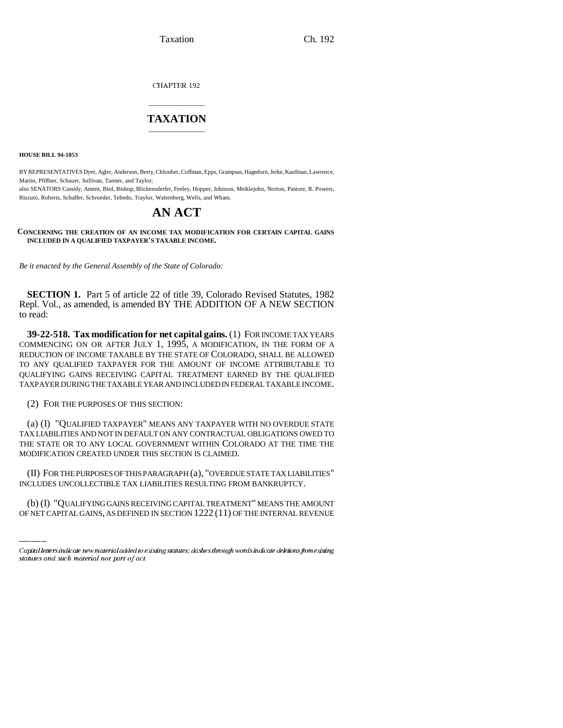CHAPTER 192

# TAXATION

**HOUSE BILL 94-1053**

BY REPRESENTATIVES Dyer, Agler, Anderson, Berry, Chlouber, Coffman, Epps, Grampsas, Hagedorn, Jerke, Kaufman, Lawrence, Martin, Pfiffner, Schauer, Sullivan, Tanner, and Taylor;
also SENATORS Cassidy, Ament, Bird, Bishop, Blickensderfer, Feeley, Hopper, Johnson, Meiklejohn, Norton, Pastore, R. Powers, Rizzuto, Roberts, Schaffer, Schroeder, Tebedo, Traylor, Wattenberg, Wells, and Wham.

# AN ACT

**CONCERNING THE CREATION OF AN INCOME TAX MODIFICATION FOR CERTAIN CAPITAL GAINS INCLUDED IN A QUALIFIED TAXPAYER'S TAXABLE INCOME.**

*Be it enacted by the General Assembly of the State of Colorado:*

**SECTION 1.** Part 5 of article 22 of title 39, Colorado Revised Statutes, 1982 Repl. Vol., as amended, is amended BY THE ADDITION OF A NEW SECTION to read:

**39-22-518. Tax modification for net capital gains.** (1) FOR INCOME TAX YEARS COMMENCING ON OR AFTER JULY 1, 1995, A MODIFICATION, IN THE FORM OF A REDUCTION OF INCOME TAXABLE BY THE STATE OF COLORADO, SHALL BE ALLOWED TO ANY QUALIFIED TAXPAYER FOR THE AMOUNT OF INCOME ATTRIBUTABLE TO QUALIFYING GAINS RECEIVING CAPITAL TREATMENT EARNED BY THE QUALIFIED TAXPAYER DURING THE TAXABLE YEAR AND INCLUDED IN FEDERAL TAXABLE INCOME.

(2) FOR THE PURPOSES OF THIS SECTION:

(a) (I) "QUALIFIED TAXPAYER" MEANS ANY TAXPAYER WITH NO OVERDUE STATE TAX LIABILITIES AND NOT IN DEFAULT ON ANY CONTRACTUAL OBLIGATIONS OWED TO THE STATE OR TO ANY LOCAL GOVERNMENT WITHIN COLORADO AT THE TIME THE MODIFICATION CREATED UNDER THIS SECTION IS CLAIMED.

(II) FOR THE PURPOSES OF THIS PARAGRAPH (a), "OVERDUE STATE TAX LIABILITIES" INCLUDES UNCOLLECTIBLE TAX LIABILITIES RESULTING FROM BANKRUPTCY.

(b) (I) "QUALIFYING GAINS RECEIVING CAPITAL TREATMENT" MEANS THE AMOUNT OF NET CAPITAL GAINS, AS DEFINED IN SECTION 1222 (11) OF THE INTERNAL REVENUE

Capital letters indicate new material added to existing statutes; dashes through words indicate deletions from existing statutes and such material not part of act.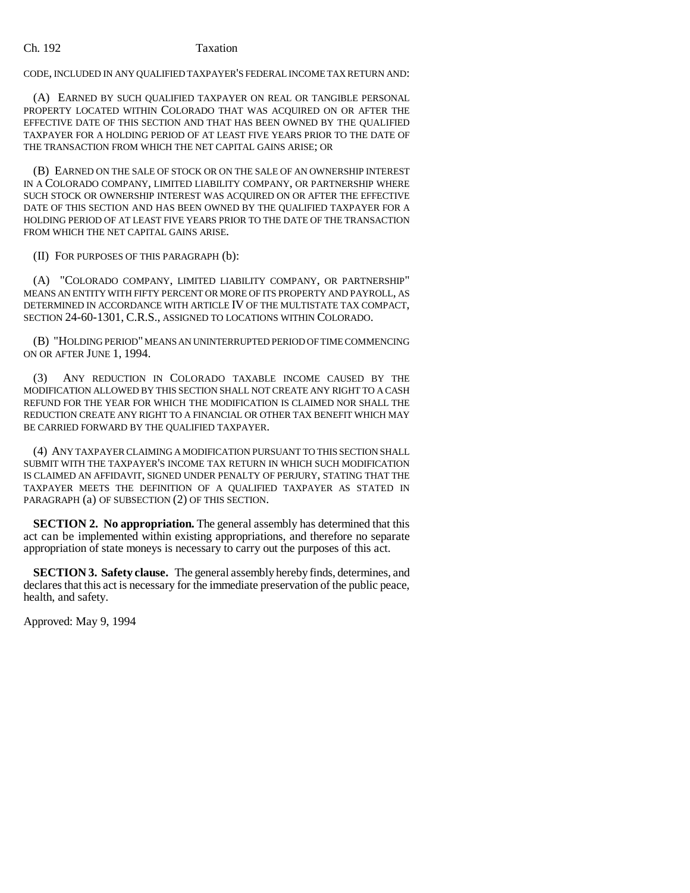CODE, INCLUDED IN ANY QUALIFIED TAXPAYER'S FEDERAL INCOME TAX RETURN AND:

(A) EARNED BY SUCH QUALIFIED TAXPAYER ON REAL OR TANGIBLE PERSONAL PROPERTY LOCATED WITHIN COLORADO THAT WAS ACQUIRED ON OR AFTER THE EFFECTIVE DATE OF THIS SECTION AND THAT HAS BEEN OWNED BY THE QUALIFIED TAXPAYER FOR A HOLDING PERIOD OF AT LEAST FIVE YEARS PRIOR TO THE DATE OF THE TRANSACTION FROM WHICH THE NET CAPITAL GAINS ARISE; OR

(B) EARNED ON THE SALE OF STOCK OR ON THE SALE OF AN OWNERSHIP INTEREST IN A COLORADO COMPANY, LIMITED LIABILITY COMPANY, OR PARTNERSHIP WHERE SUCH STOCK OR OWNERSHIP INTEREST WAS ACQUIRED ON OR AFTER THE EFFECTIVE DATE OF THIS SECTION AND HAS BEEN OWNED BY THE QUALIFIED TAXPAYER FOR A HOLDING PERIOD OF AT LEAST FIVE YEARS PRIOR TO THE DATE OF THE TRANSACTION FROM WHICH THE NET CAPITAL GAINS ARISE.

(II) FOR PURPOSES OF THIS PARAGRAPH (b):

(A) "COLORADO COMPANY, LIMITED LIABILITY COMPANY, OR PARTNERSHIP" MEANS AN ENTITY WITH FIFTY PERCENT OR MORE OF ITS PROPERTY AND PAYROLL, AS DETERMINED IN ACCORDANCE WITH ARTICLE IV OF THE MULTISTATE TAX COMPACT, SECTION 24-60-1301, C.R.S., ASSIGNED TO LOCATIONS WITHIN COLORADO.

(B) "HOLDING PERIOD" MEANS AN UNINTERRUPTED PERIOD OF TIME COMMENCING ON OR AFTER JUNE 1, 1994.

(3) ANY REDUCTION IN COLORADO TAXABLE INCOME CAUSED BY THE MODIFICATION ALLOWED BY THIS SECTION SHALL NOT CREATE ANY RIGHT TO A CASH REFUND FOR THE YEAR FOR WHICH THE MODIFICATION IS CLAIMED NOR SHALL THE REDUCTION CREATE ANY RIGHT TO A FINANCIAL OR OTHER TAX BENEFIT WHICH MAY BE CARRIED FORWARD BY THE QUALIFIED TAXPAYER.

(4) ANY TAXPAYER CLAIMING A MODIFICATION PURSUANT TO THIS SECTION SHALL SUBMIT WITH THE TAXPAYER'S INCOME TAX RETURN IN WHICH SUCH MODIFICATION IS CLAIMED AN AFFIDAVIT, SIGNED UNDER PENALTY OF PERJURY, STATING THAT THE TAXPAYER MEETS THE DEFINITION OF A QUALIFIED TAXPAYER AS STATED IN PARAGRAPH (a) OF SUBSECTION (2) OF THIS SECTION.

**SECTION 2. No appropriation.** The general assembly has determined that this act can be implemented within existing appropriations, and therefore no separate appropriation of state moneys is necessary to carry out the purposes of this act.

**SECTION 3. Safety clause.** The general assembly hereby finds, determines, and declares that this act is necessary for the immediate preservation of the public peace, health, and safety.

Approved: May 9, 1994